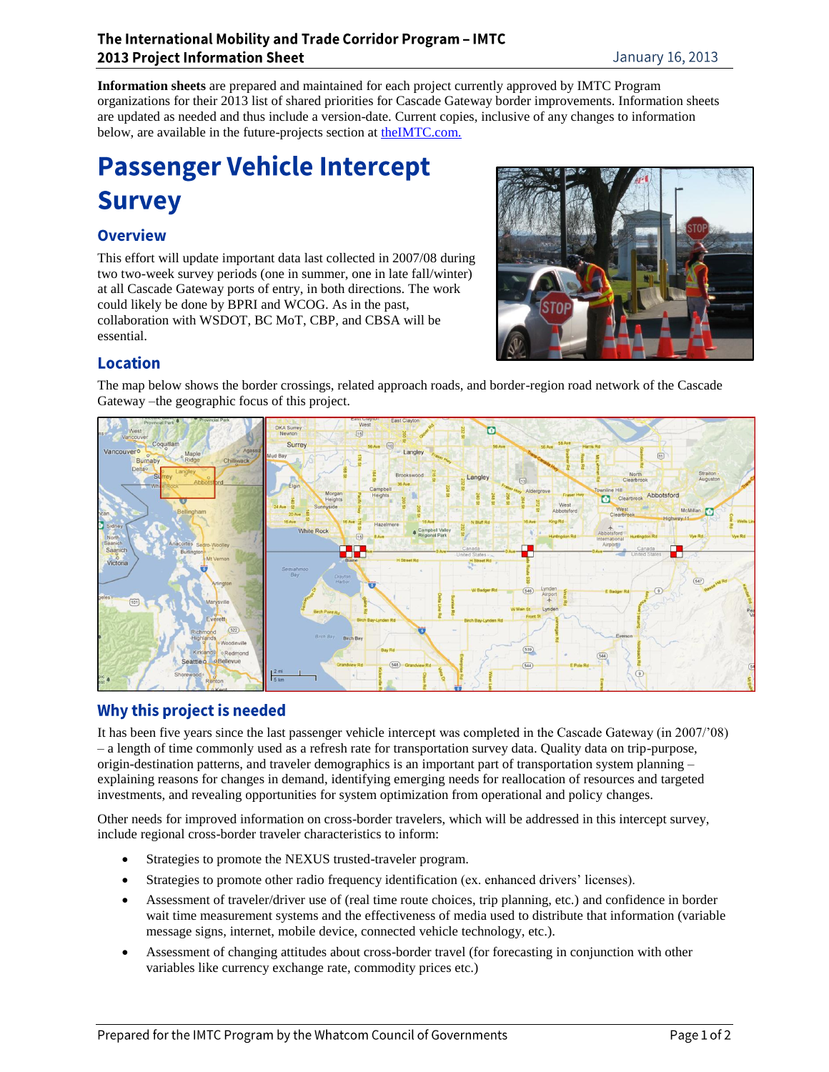**The International Mobility and Trade Corridor Program – IMTC**
**2013 Project Information Sheet**

January 16, 2013

**Information sheets** are prepared and maintained for each project currently approved by IMTC Program organizations for their 2013 list of shared priorities for Cascade Gateway border improvements. Information sheets are updated as needed and thus include a version-date. Current copies, inclusive of any changes to information below, are available in the future-projects section at [theIMTC.com.](http://theIMTC.com)

# Passenger Vehicle Intercept Survey

## Overview

This effort will update important data last collected in 2007/08 during two two-week survey periods (one in summer, one in late fall/winter) at all Cascade Gateway ports of entry, in both directions. The work could likely be done by BPRI and WCOG. As in the past, collaboration with WSDOT, BC MoT, CBP, and CBSA will be essential.

## Location

The map below shows the border crossings, related approach roads, and border-region road network of the Cascade Gateway –the geographic focus of this project.

## Why this project is needed

It has been five years since the last passenger vehicle intercept was completed in the Cascade Gateway (in 2007/'08) – a length of time commonly used as a refresh rate for transportation survey data. Quality data on trip-purpose, origin-destination patterns, and traveler demographics is an important part of transportation system planning – explaining reasons for changes in demand, identifying emerging needs for reallocation of resources and targeted investments, and revealing opportunities for system optimization from operational and policy changes.

Other needs for improved information on cross-border travelers, which will be addressed in this intercept survey, include regional cross-border traveler characteristics to inform:

- Strategies to promote the NEXUS trusted-traveler program.
- Strategies to promote other radio frequency identification (ex. enhanced drivers' licenses).
- Assessment of traveler/driver use of (real time route choices, trip planning, etc.) and confidence in border wait time measurement systems and the effectiveness of media used to distribute that information (variable message signs, internet, mobile device, connected vehicle technology, etc.).
- Assessment of changing attitudes about cross-border travel (for forecasting in conjunction with other variables like currency exchange rate, commodity prices etc.)

Prepared for the IMTC Program by the Whatcom Council of Governments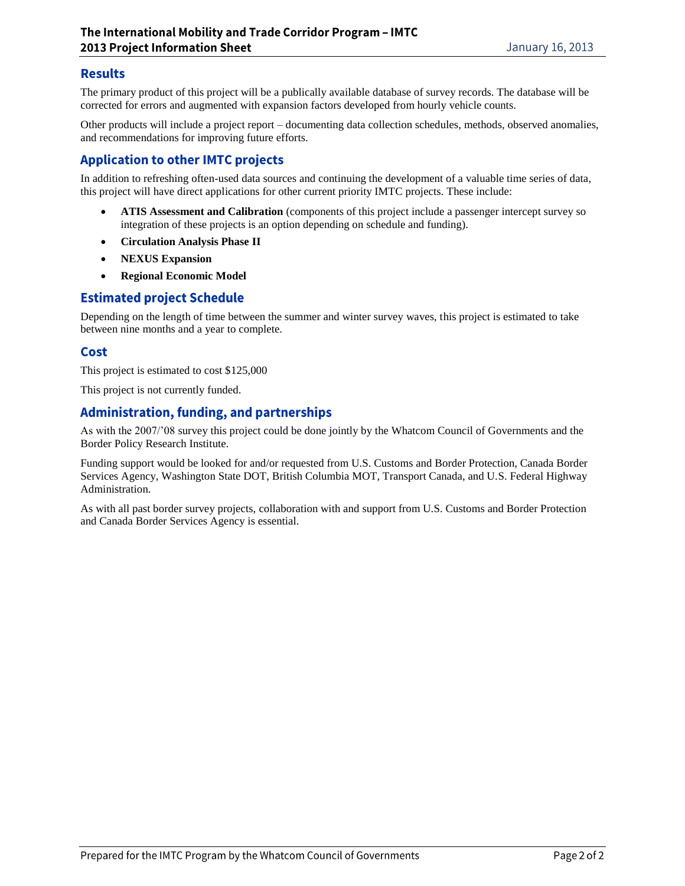## Results

The primary product of this project will be a publically available database of survey records. The database will be corrected for errors and augmented with expansion factors developed from hourly vehicle counts.

Other products will include a project report – documenting data collection schedules, methods, observed anomalies, and recommendations for improving future efforts.

## Application to other IMTC projects

In addition to refreshing often-used data sources and continuing the development of a valuable time series of data, this project will have direct applications for other current priority IMTC projects. These include:

- **ATIS Assessment and Calibration** (components of this project include a passenger intercept survey so integration of these projects is an option depending on schedule and funding).
- **Circulation Analysis Phase II**
- **NEXUS Expansion**
- **Regional Economic Model**

## Estimated project Schedule

Depending on the length of time between the summer and winter survey waves, this project is estimated to take between nine months and a year to complete.

## Cost

This project is estimated to cost $125,000

This project is not currently funded.

## Administration, funding, and partnerships

As with the 2007/'08 survey this project could be done jointly by the Whatcom Council of Governments and the Border Policy Research Institute.

Funding support would be looked for and/or requested from U.S. Customs and Border Protection, Canada Border Services Agency, Washington State DOT, British Columbia MOT, Transport Canada, and U.S. Federal Highway Administration.

As with all past border survey projects, collaboration with and support from U.S. Customs and Border Protection and Canada Border Services Agency is essential.